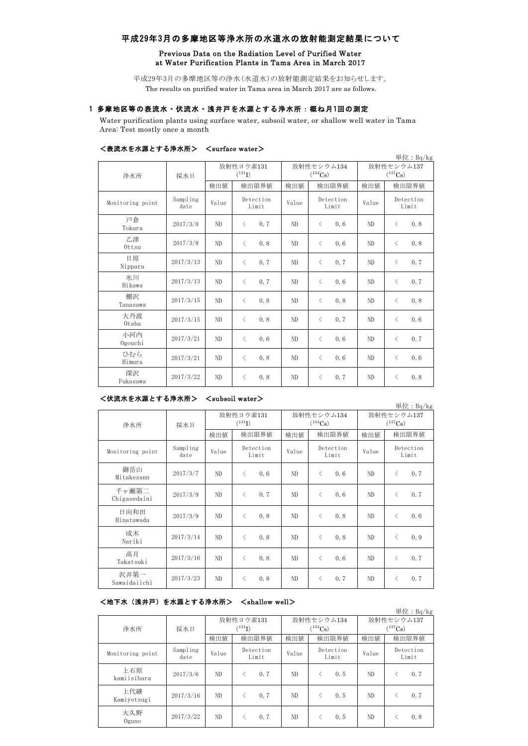# 平成29年3月の多摩地区等浄水所の水道水の放射能測定結果について

**Previous Data on the Radiation Level of Purified Water at Water Purification Plants in Tama Area in March 2017**

平成29年3月の多摩地区等の浄水(水道水)の放射能測定結果をお知らせします。
The results on purified water in Tama area in March 2017 are as follows.

## 1 多摩地区等の表流水・伏流水・浅井戸を水源とする浄水所：概ね月1回の測定

Water purification plants using surface water, subsoil water, or shallow well water in Tama Area: Test mostly once a month

### ＜表流水を水源とする浄水所＞　＜surface water＞

単位：Bq/kg

| 浄水所 | 採水日 | 放射性ヨウ素131 ($^{131}I$) | | 放射性セシウム134 ($^{134}Cs$) | | 放射性セシウム137 ($^{137}Cs$) | |
|---|---|---|---|---|---|---|---|
| | | 検出値 | 検出限界値 | 検出値 | 検出限界値 | 検出値 | 検出限界値 |
| Monitoring point | Sampling date | Value | Detection Limit | Value | Detection Limit | Value | Detection Limit |
| 戸倉 Tokura | 2017/3/8 | ND | ＜ 0.7 | ND | ＜ 0.6 | ND | ＜ 0.8 |
| 乙津 Ottsu | 2017/3/8 | ND | ＜ 0.8 | ND | ＜ 0.6 | ND | ＜ 0.8 |
| 日原 Nippara | 2017/3/13 | ND | ＜ 0.7 | ND | ＜ 0.7 | ND | ＜ 0.7 |
| 氷川 Hikawa | 2017/3/13 | ND | ＜ 0.7 | ND | ＜ 0.6 | ND | ＜ 0.7 |
| 棚沢 Tanasawa | 2017/3/15 | ND | ＜ 0.8 | ND | ＜ 0.8 | ND | ＜ 0.8 |
| 大丹波 Otaba | 2017/3/15 | ND | ＜ 0.8 | ND | ＜ 0.7 | ND | ＜ 0.6 |
| 小河内 Ogouchi | 2017/3/21 | ND | ＜ 0.6 | ND | ＜ 0.6 | ND | ＜ 0.7 |
| ひむら Himura | 2017/3/21 | ND | ＜ 0.8 | ND | ＜ 0.6 | ND | ＜ 0.6 |
| 深沢 Fukasawa | 2017/3/22 | ND | ＜ 0.8 | ND | ＜ 0.7 | ND | ＜ 0.8 |

### ＜伏流水を水源とする浄水所＞　＜subsoil water＞

単位：Bq/kg

| 浄水所 | 採水日 | 放射性ヨウ素131 ($^{131}I$) | | 放射性セシウム134 ($^{134}Cs$) | | 放射性セシウム137 ($^{137}Cs$) | |
|---|---|---|---|---|---|---|---|
| | | 検出値 | 検出限界値 | 検出値 | 検出限界値 | 検出値 | 検出限界値 |
| Monitoring point | Sampling date | Value | Detection Limit | Value | Detection Limit | Value | Detection Limit |
| 御岳山 Mitakesann | 2017/3/7 | ND | ＜ 0.6 | ND | ＜ 0.6 | ND | ＜ 0.7 |
| 千ヶ瀬第二 Chigasedaini | 2017/3/9 | ND | ＜ 0.7 | ND | ＜ 0.6 | ND | ＜ 0.7 |
| 日向和田 Hinatawada | 2017/3/9 | ND | ＜ 0.8 | ND | ＜ 0.8 | ND | ＜ 0.6 |
| 成木 Nariki | 2017/3/14 | ND | ＜ 0.8 | ND | ＜ 0.8 | ND | ＜ 0.9 |
| 高月 Takatsuki | 2017/3/16 | ND | ＜ 0.8 | ND | ＜ 0.6 | ND | ＜ 0.7 |
| 沢井第一 Sawaidaiichi | 2017/3/23 | ND | ＜ 0.8 | ND | ＜ 0.7 | ND | ＜ 0.7 |

### ＜地下水（浅井戸）を水源とする浄水所＞　＜shallow well＞

単位：Bq/kg

| 浄水所 | 採水日 | 放射性ヨウ素131 ($^{131}I$) | | 放射性セシウム134 ($^{134}Cs$) | | 放射性セシウム137 ($^{137}Cs$) | |
|---|---|---|---|---|---|---|---|
| | | 検出値 | 検出限界値 | 検出値 | 検出限界値 | 検出値 | 検出限界値 |
| Monitoring point | Sampling date | Value | Detection Limit | Value | Detection Limit | Value | Detection Limit |
| 上石原 kamiisihara | 2017/3/6 | ND | ＜ 0.7 | ND | ＜ 0.5 | ND | ＜ 0.7 |
| 上代継 Kamiyotsugi | 2017/3/16 | ND | ＜ 0.7 | ND | ＜ 0.5 | ND | ＜ 0.7 |
| 大久野 Oguno | 2017/3/22 | ND | ＜ 0.7 | ND | ＜ 0.5 | ND | ＜ 0.8 |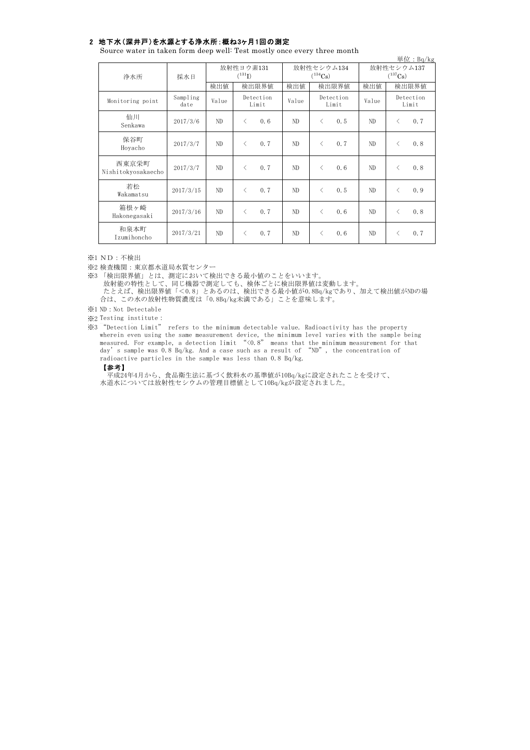## 2 地下水（深井戸）を水源とする浄水所：概ね3ヶ月1回の測定

Source water in taken form deep well: Test mostly once every three month

単位：Bq/kg

| 浄水所 | 採水日 | 放射性ヨウ素131 ($^{131}$I) | | 放射性セシウム134 ($^{134}$Cs) | | 放射性セシウム137 ($^{137}$Cs) | |
|---|---|---|---|---|---|---|---|
| | | 検出値 | 検出限界値 | 検出値 | 検出限界値 | 検出値 | 検出限界値 |
| Monitoring point | Sampling date | Value | Detection Limit | Value | Detection Limit | Value | Detection Limit |
| 仙川 Senkawa | 2017/3/6 | ND | ＜ 0.6 | ND | ＜ 0.5 | ND | ＜ 0.7 |
| 保谷町 Hoyacho | 2017/3/7 | ND | ＜ 0.7 | ND | ＜ 0.7 | ND | ＜ 0.8 |
| 西東京栄町 Nishitokyosakaecho | 2017/3/7 | ND | ＜ 0.7 | ND | ＜ 0.6 | ND | ＜ 0.8 |
| 若松 Wakamatsu | 2017/3/15 | ND | ＜ 0.7 | ND | ＜ 0.5 | ND | ＜ 0.9 |
| 箱根ヶ崎 Hakonegasaki | 2017/3/16 | ND | ＜ 0.7 | ND | ＜ 0.6 | ND | ＜ 0.8 |
| 和泉本町 Izumihoncho | 2017/3/21 | ND | ＜ 0.7 | ND | ＜ 0.6 | ND | ＜ 0.7 |

※1 ＮＤ：不検出

※2 検査機関：東京都水道局水質センター

※3 「検出限界値」とは、測定において検出できる最小値のことをいいます。
放射能の特性として、同じ機器で測定しても、検体ごとに検出限界値は変動します。
たとえば、検出限界値「＜0.8」とあるのは、検出できる最小値が0.8Bq/kgであり、加えて検出値がNDの場合は、この水の放射性物質濃度は「0.8Bq/kg未満である」ことを意味します。

※1 ND：Not Detectable

※2 Testing institute：

※3 "Detection Limit" refers to the minimum detectable value. Radioactivity has the property wherein even using the same measurement device, the minimum level varies with the sample being measured. For example, a detection limit "<0.8" means that the minimum measurement for that day's sample was 0.8 Bq/kg. And a case such as a result of "ND", the concentration of radioactive particles in the sample was less than 0.8 Bq/kg.

**【参考】**

平成24年4月から、食品衛生法に基づく飲料水の基準値が10Bq/kgに設定されたことを受けて、水道水については放射性セシウムの管理目標値として10Bq/kgが設定されました。